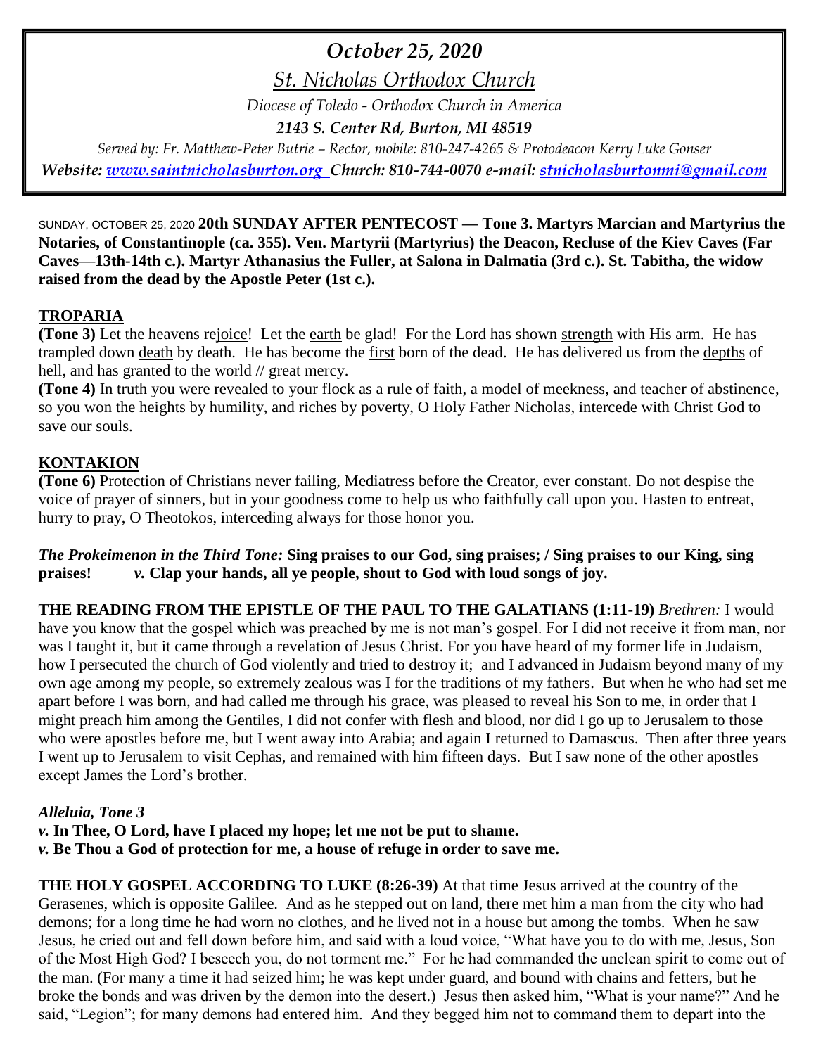# *October 25, 2020*

## *St. Nicholas Orthodox Church*

*Diocese of Toledo - Orthodox Church in America*

***2143 S. Center Rd, Burton, MI 48519***

*Served by: Fr. Matthew-Peter Butrie – Rector, mobile: 810-247-4265 & Protodeacon Kerry Luke Gonser*

***Website: [www.saintnicholasburton.org](http://www.saintnicholasburton.org) Church: 810-744-0070 e-mail: [stnicholasburtonmi@gmail.com](mailto:stnicholasburtonmi@gmail.com)***

SUNDAY, OCTOBER 25, 2020 **20th SUNDAY AFTER PENTECOST — Tone 3. Martyrs Marcian and Martyrius the Notaries, of Constantinople (ca. 355). Ven. Martyrii (Martyrius) the Deacon, Recluse of the Kiev Caves (Far Caves—13th-14th c.). Martyr Athanasius the Fuller, at Salona in Dalmatia (3rd c.). St. Tabitha, the widow raised from the dead by the Apostle Peter (1st c.).**

**TROPARIA**

**(Tone 3)** Let the heavens rejoice! Let the earth be glad! For the Lord has shown strength with His arm. He has trampled down death by death. He has become the first born of the dead. He has delivered us from the depths of hell, and has granted to the world // great mercy.

**(Tone 4)** In truth you were revealed to your flock as a rule of faith, a model of meekness, and teacher of abstinence, so you won the heights by humility, and riches by poverty, O Holy Father Nicholas, intercede with Christ God to save our souls.

**KONTAKION**

**(Tone 6)** Protection of Christians never failing, Mediatress before the Creator, ever constant. Do not despise the voice of prayer of sinners, but in your goodness come to help us who faithfully call upon you. Hasten to entreat, hurry to pray, O Theotokos, interceding always for those honor you.

***The Prokeimenon in the Third Tone:*** **Sing praises to our God, sing praises; / Sing praises to our King, sing praises!** ***v.*** **Clap your hands, all ye people, shout to God with loud songs of joy.**

**THE READING FROM THE EPISTLE OF THE PAUL TO THE GALATIANS (1:11-19)** *Brethren:* I would have you know that the gospel which was preached by me is not man's gospel. For I did not receive it from man, nor was I taught it, but it came through a revelation of Jesus Christ. For you have heard of my former life in Judaism, how I persecuted the church of God violently and tried to destroy it; and I advanced in Judaism beyond many of my own age among my people, so extremely zealous was I for the traditions of my fathers. But when he who had set me apart before I was born, and had called me through his grace, was pleased to reveal his Son to me, in order that I might preach him among the Gentiles, I did not confer with flesh and blood, nor did I go up to Jerusalem to those who were apostles before me, but I went away into Arabia; and again I returned to Damascus. Then after three years I went up to Jerusalem to visit Cephas, and remained with him fifteen days. But I saw none of the other apostles except James the Lord's brother.

***Alleluia, Tone 3***

***v.*** **In Thee, O Lord, have I placed my hope; let me not be put to shame.**

***v.*** **Be Thou a God of protection for me, a house of refuge in order to save me.**

**THE HOLY GOSPEL ACCORDING TO LUKE (8:26-39)** At that time Jesus arrived at the country of the Gerasenes, which is opposite Galilee. And as he stepped out on land, there met him a man from the city who had demons; for a long time he had worn no clothes, and he lived not in a house but among the tombs. When he saw Jesus, he cried out and fell down before him, and said with a loud voice, "What have you to do with me, Jesus, Son of the Most High God? I beseech you, do not torment me." For he had commanded the unclean spirit to come out of the man. (For many a time it had seized him; he was kept under guard, and bound with chains and fetters, but he broke the bonds and was driven by the demon into the desert.) Jesus then asked him, "What is your name?" And he said, "Legion"; for many demons had entered him. And they begged him not to command them to depart into the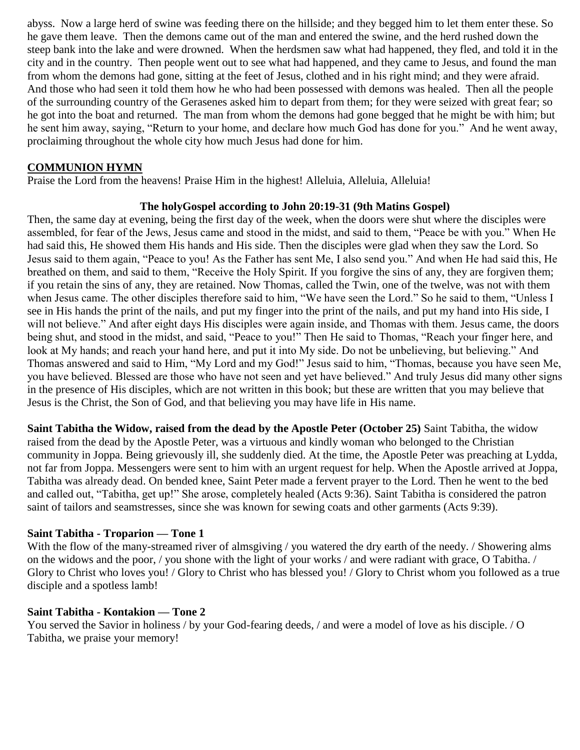abyss. Now a large herd of swine was feeding there on the hillside; and they begged him to let them enter these. So he gave them leave. Then the demons came out of the man and entered the swine, and the herd rushed down the steep bank into the lake and were drowned. When the herdsmen saw what had happened, they fled, and told it in the city and in the country. Then people went out to see what had happened, and they came to Jesus, and found the man from whom the demons had gone, sitting at the feet of Jesus, clothed and in his right mind; and they were afraid. And those who had seen it told them how he who had been possessed with demons was healed. Then all the people of the surrounding country of the Gerasenes asked him to depart from them; for they were seized with great fear; so he got into the boat and returned. The man from whom the demons had gone begged that he might be with him; but he sent him away, saying, "Return to your home, and declare how much God has done for you." And he went away, proclaiming throughout the whole city how much Jesus had done for him.

## COMMUNION HYMN

Praise the Lord from the heavens! Praise Him in the highest! Alleluia, Alleluia, Alleluia!

### The holyGospel according to John 20:19-31 (9th Matins Gospel)

Then, the same day at evening, being the first day of the week, when the doors were shut where the disciples were assembled, for fear of the Jews, Jesus came and stood in the midst, and said to them, "Peace be with you." When He had said this, He showed them His hands and His side. Then the disciples were glad when they saw the Lord. So Jesus said to them again, "Peace to you! As the Father has sent Me, I also send you." And when He had said this, He breathed on them, and said to them, "Receive the Holy Spirit. If you forgive the sins of any, they are forgiven them; if you retain the sins of any, they are retained. Now Thomas, called the Twin, one of the twelve, was not with them when Jesus came. The other disciples therefore said to him, "We have seen the Lord." So he said to them, "Unless I see in His hands the print of the nails, and put my finger into the print of the nails, and put my hand into His side, I will not believe." And after eight days His disciples were again inside, and Thomas with them. Jesus came, the doors being shut, and stood in the midst, and said, "Peace to you!" Then He said to Thomas, "Reach your finger here, and look at My hands; and reach your hand here, and put it into My side. Do not be unbelieving, but believing." And Thomas answered and said to Him, "My Lord and my God!" Jesus said to him, "Thomas, because you have seen Me, you have believed. Blessed are those who have not seen and yet have believed." And truly Jesus did many other signs in the presence of His disciples, which are not written in this book; but these are written that you may believe that Jesus is the Christ, the Son of God, and that believing you may have life in His name.

**Saint Tabitha the Widow, raised from the dead by the Apostle Peter (October 25)** Saint Tabitha, the widow raised from the dead by the Apostle Peter, was a virtuous and kindly woman who belonged to the Christian community in Joppa. Being grievously ill, she suddenly died. At the time, the Apostle Peter was preaching at Lydda, not far from Joppa. Messengers were sent to him with an urgent request for help. When the Apostle arrived at Joppa, Tabitha was already dead. On bended knee, Saint Peter made a fervent prayer to the Lord. Then he went to the bed and called out, "Tabitha, get up!" She arose, completely healed (Acts 9:36). Saint Tabitha is considered the patron saint of tailors and seamstresses, since she was known for sewing coats and other garments (Acts 9:39).

### Saint Tabitha - Troparion — Tone 1

With the flow of the many-streamed river of almsgiving / you watered the dry earth of the needy. / Showering alms on the widows and the poor, / you shone with the light of your works / and were radiant with grace, O Tabitha. / Glory to Christ who loves you! / Glory to Christ who has blessed you! / Glory to Christ whom you followed as a true disciple and a spotless lamb!

### Saint Tabitha - Kontakion — Tone 2

You served the Savior in holiness / by your God-fearing deeds, / and were a model of love as his disciple. / O Tabitha, we praise your memory!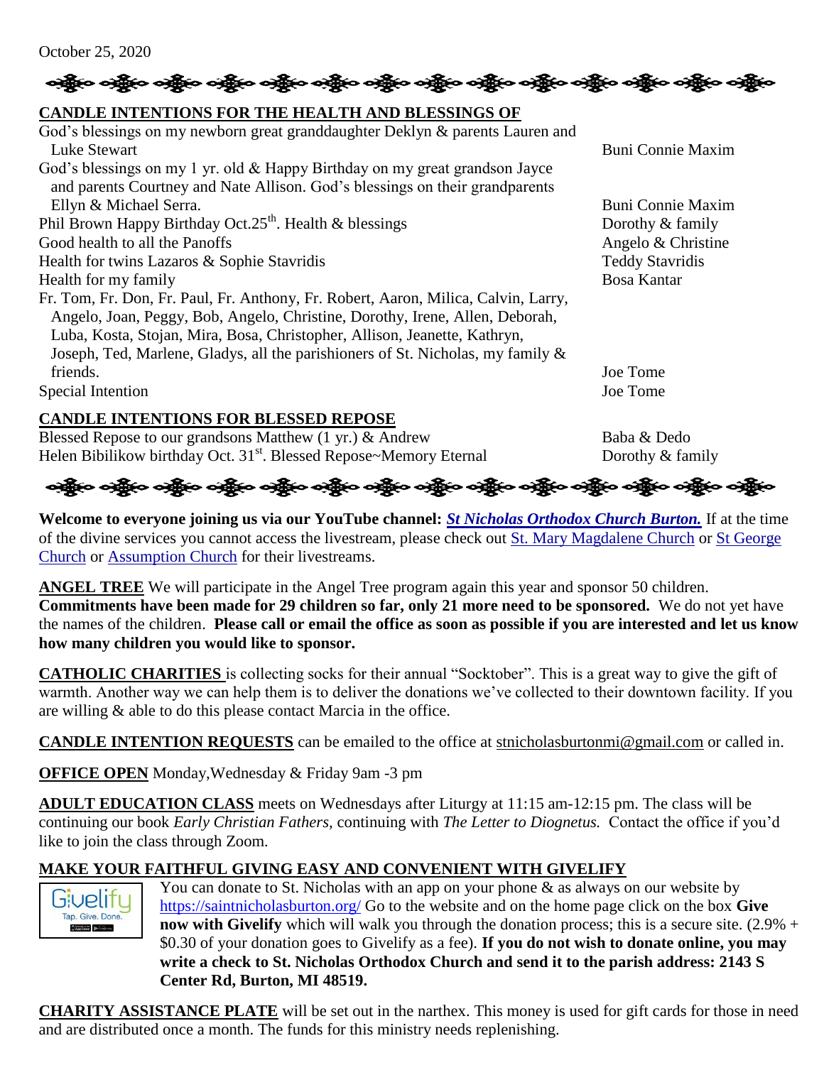October 25, 2020

**CANDLE INTENTIONS FOR THE HEALTH AND BLESSINGS OF**

| | |
|---|---|
| God's blessings on my newborn great granddaughter Deklyn & parents Lauren and Luke Stewart | Buni Connie Maxim |
| God's blessings on my 1 yr. old & Happy Birthday on my great grandson Jayce and parents Courtney and Nate Allison. God's blessings on their grandparents Ellyn & Michael Serra. | Buni Connie Maxim |
| Phil Brown Happy Birthday Oct.25th. Health & blessings | Dorothy & family |
| Good health to all the Panoffs | Angelo & Christine |
| Health for twins Lazaros & Sophie Stavridis | Teddy Stavridis |
| Health for my family | Bosa Kantar |
| Fr. Tom, Fr. Don, Fr. Paul, Fr. Anthony, Fr. Robert, Aaron, Milica, Calvin, Larry, Angelo, Joan, Peggy, Bob, Angelo, Christine, Dorothy, Irene, Allen, Deborah, Luba, Kosta, Stojan, Mira, Bosa, Christopher, Allison, Jeanette, Kathryn, Joseph, Ted, Marlene, Gladys, all the parishioners of St. Nicholas, my family & friends. | Joe Tome |
| Special Intention | Joe Tome |

**CANDLE INTENTIONS FOR BLESSED REPOSE**

| | |
|---|---|
| Blessed Repose to our grandsons Matthew (1 yr.) & Andrew | Baba & Dedo |
| Helen Bibilikow birthday Oct. 31st. Blessed Repose~Memory Eternal | Dorothy & family |

**Welcome to everyone joining us via our YouTube channel:** ***St Nicholas Orthodox Church Burton.*** If at the time of the divine services you cannot access the livestream, please check out St. Mary Magdalene Church or St George Church or Assumption Church for their livestreams.

**ANGEL TREE** We will participate in the Angel Tree program again this year and sponsor 50 children. **Commitments have been made for 29 children so far, only 21 more need to be sponsored.** We do not yet have the names of the children. **Please call or email the office as soon as possible if you are interested and let us know how many children you would like to sponsor.**

**CATHOLIC CHARITIES** is collecting socks for their annual "Socktober". This is a great way to give the gift of warmth. Another way we can help them is to deliver the donations we've collected to their downtown facility. If you are willing & able to do this please contact Marcia in the office.

**CANDLE INTENTION REQUESTS** can be emailed to the office at stnicholasburtonmi@gmail.com or called in.

**OFFICE OPEN** Monday,Wednesday & Friday 9am -3 pm

**ADULT EDUCATION CLASS** meets on Wednesdays after Liturgy at 11:15 am-12:15 pm. The class will be continuing our book *Early Christian Fathers,* continuing with *The Letter to Diognetus.* Contact the office if you'd like to join the class through Zoom.

**MAKE YOUR FAITHFUL GIVING EASY AND CONVENIENT WITH GIVELIFY**

You can donate to St. Nicholas with an app on your phone & as always on our website by https://saintnicholasburton.org/ Go to the website and on the home page click on the box **Give now with Givelify** which will walk you through the donation process; this is a secure site. (2.9% + $0.30 of your donation goes to Givelify as a fee). **If you do not wish to donate online, you may write a check to St. Nicholas Orthodox Church and send it to the parish address: 2143 S Center Rd, Burton, MI 48519.**

**CHARITY ASSISTANCE PLATE** will be set out in the narthex. This money is used for gift cards for those in need and are distributed once a month. The funds for this ministry needs replenishing.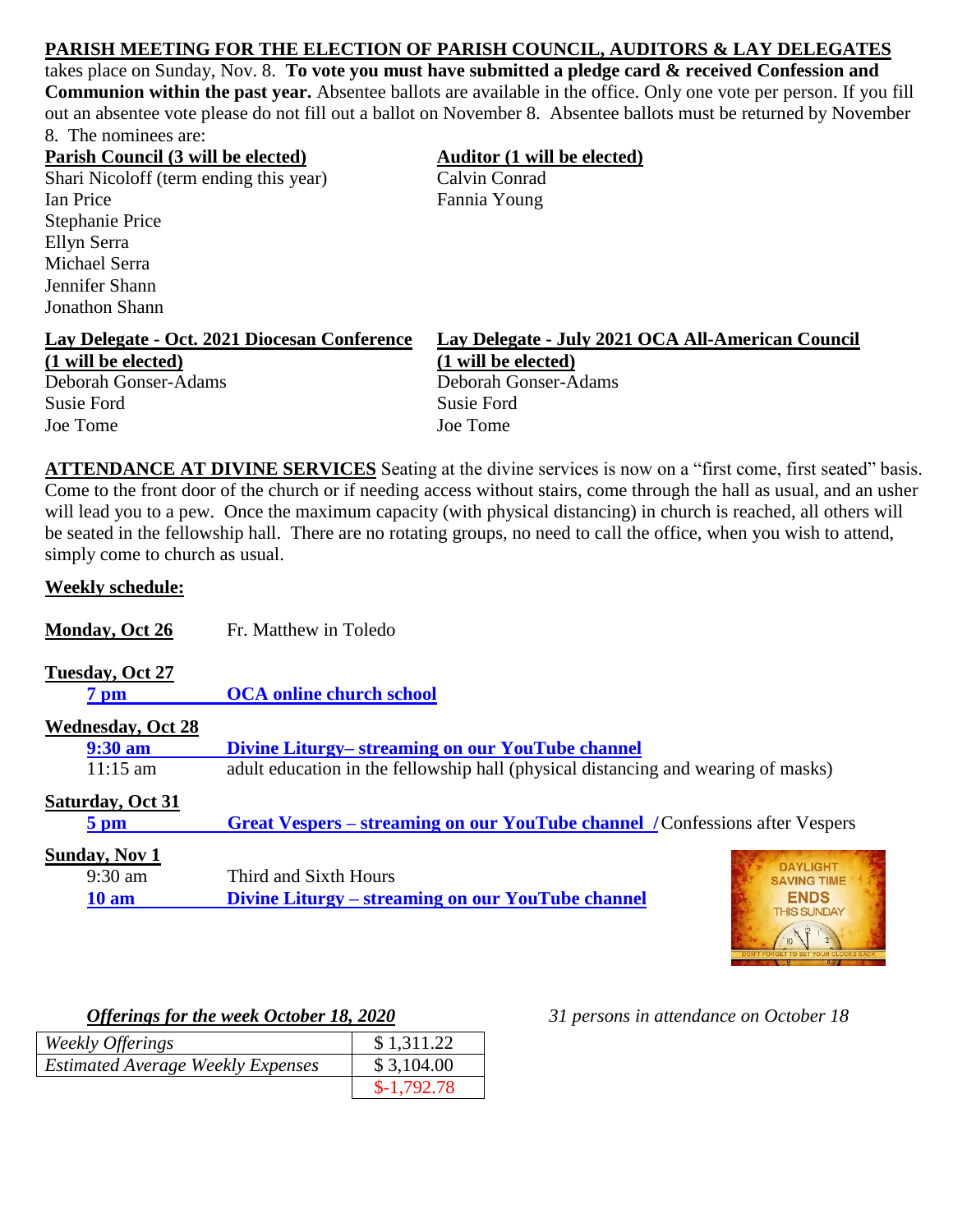**PARISH MEETING FOR THE ELECTION OF PARISH COUNCIL, AUDITORS & LAY DELEGATES** takes place on Sunday, Nov. 8. **To vote you must have submitted a pledge card & received Confession and Communion within the past year.** Absentee ballots are available in the office. Only one vote per person. If you fill out an absentee vote please do not fill out a ballot on November 8. Absentee ballots must be returned by November 8. The nominees are:

**Parish Council (3 will be elected)**
Shari Nicoloff (term ending this year)
Ian Price
Stephanie Price
Ellyn Serra
Michael Serra
Jennifer Shann
Jonathon Shann

**Auditor (1 will be elected)**
Calvin Conrad
Fannia Young

**Lay Delegate - Oct. 2021 Diocesan Conference (1 will be elected)**
Deborah Gonser-Adams
Susie Ford
Joe Tome

**Lay Delegate - July 2021 OCA All-American Council (1 will be elected)**
Deborah Gonser-Adams
Susie Ford
Joe Tome

**ATTENDANCE AT DIVINE SERVICES** Seating at the divine services is now on a "first come, first seated" basis. Come to the front door of the church or if needing access without stairs, come through the hall as usual, and an usher will lead you to a pew. Once the maximum capacity (with physical distancing) in church is reached, all others will be seated in the fellowship hall. There are no rotating groups, no need to call the office, when you wish to attend, simply come to church as usual.

**Weekly schedule:**

**Monday, Oct 26** Fr. Matthew in Toledo

**Tuesday, Oct 27**
7 pm — OCA online church school

**Wednesday, Oct 28**
9:30 am — Divine Liturgy– streaming on our YouTube channel
11:15 am — adult education in the fellowship hall (physical distancing and wearing of masks)

**Saturday, Oct 31**
5 pm — Great Vespers – streaming on our YouTube channel / Confessions after Vespers

**Sunday, Nov 1**
9:30 am — Third and Sixth Hours
10 am — Divine Liturgy – streaming on our YouTube channel

DAYLIGHT SAVING TIME ENDS THIS SUNDAY
DON'T FORGET TO SET YOUR CLOCKS BACK

***Offerings for the week October 18, 2020***

| | |
|---|---|
| *Weekly Offerings* | $ 1,311.22 |
| *Estimated Average Weekly Expenses* | $ 3,104.00 |
| | $-1,792.78 |

*31 persons in attendance on October 18*